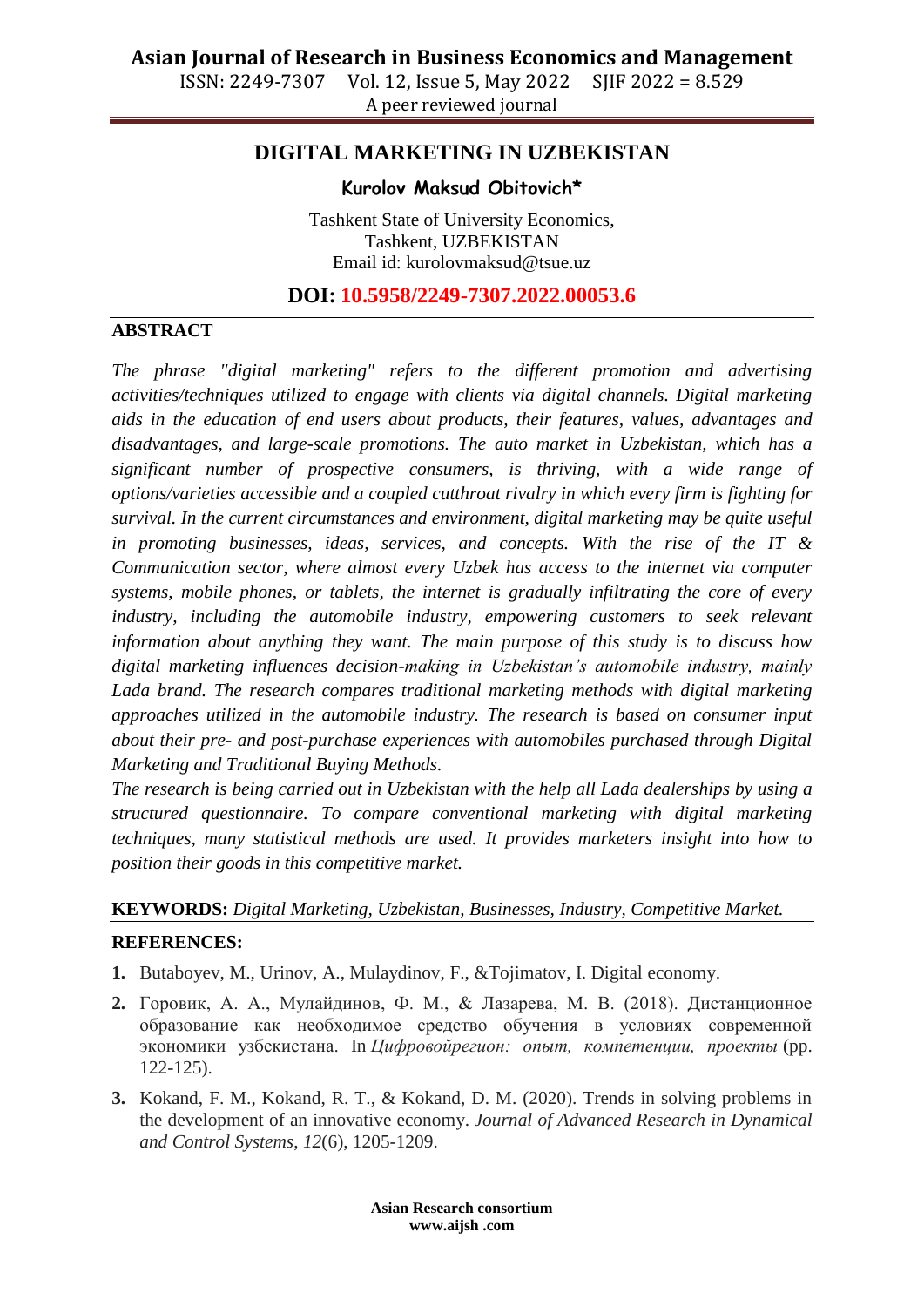# DIGITAL MARKETING IN UZBEKISTAN

**Kurolov Maksud Obitovich***

Tashkent State of University Economics,
Tashkent, UZBEKISTAN
Email id: kurolovmaksud@tsue.uz

**DOI: 10.5958/2249-7307.2022.00053.6**

## ABSTRACT

*The phrase "digital marketing" refers to the different promotion and advertising activities/techniques utilized to engage with clients via digital channels. Digital marketing aids in the education of end users about products, their features, values, advantages and disadvantages, and large-scale promotions. The auto market in Uzbekistan, which has a significant number of prospective consumers, is thriving, with a wide range of options/varieties accessible and a coupled cutthroat rivalry in which every firm is fighting for survival. In the current circumstances and environment, digital marketing may be quite useful in promoting businesses, ideas, services, and concepts. With the rise of the IT & Communication sector, where almost every Uzbek has access to the internet via computer systems, mobile phones, or tablets, the internet is gradually infiltrating the core of every industry, including the automobile industry, empowering customers to seek relevant information about anything they want. The main purpose of this study is to discuss how digital marketing influences decision-making in Uzbekistan's automobile industry, mainly Lada brand. The research compares traditional marketing methods with digital marketing approaches utilized in the automobile industry. The research is based on consumer input about their pre- and post-purchase experiences with automobiles purchased through Digital Marketing and Traditional Buying Methods.*

*The research is being carried out in Uzbekistan with the help all Lada dealerships by using a structured questionnaire. To compare conventional marketing with digital marketing techniques, many statistical methods are used. It provides marketers insight into how to position their goods in this competitive market.*

**KEYWORDS:** *Digital Marketing, Uzbekistan, Businesses, Industry, Competitive Market.*

## REFERENCES:

1. Butaboyev, M., Urinov, A., Mulaydinov, F., &Tojimatov, I. Digital economy.
2. Горовик, А. А., Мулайдинов, Ф. М., & Лазарева, М. В. (2018). Дистанционное образование как необходимое средство обучения в условиях современной экономики узбекистана. In *Цифровойрегион: опыт, компетенции, проекты* (pp. 122-125).
3. Kokand, F. M., Kokand, R. T., & Kokand, D. M. (2020). Trends in solving problems in the development of an innovative economy. *Journal of Advanced Research in Dynamical and Control Systems*, *12*(6), 1205-1209.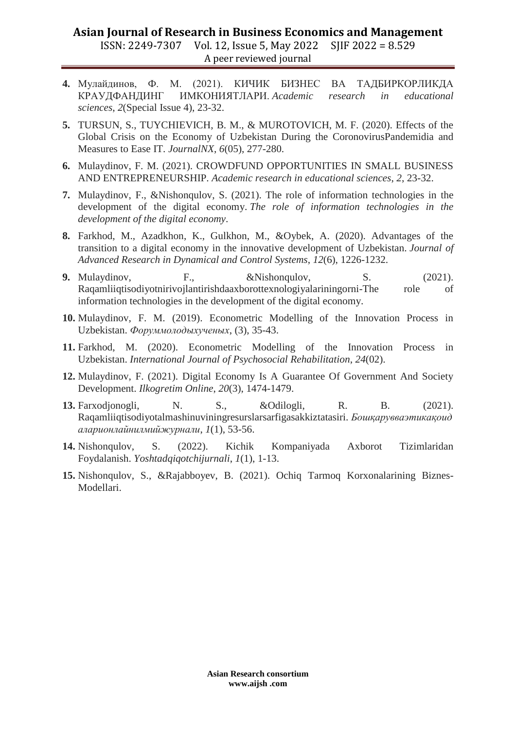4. Мулайдинов, Ф. М. (2021). КИЧИК БИЗНЕС ВА ТАДБИРКОРЛИКДА КРАУДФАНДИНГ ИМКОНИЯТЛАРИ. *Academic research in educational sciences*, *2*(Special Issue 4), 23-32.
5. TURSUN, S., TUYCHIEVICH, B. M., & MUROTOVICH, M. F. (2020). Effects of the Global Crisis on the Economy of Uzbekistan During the CoronovirusPandemidia and Measures to Ease IT. *JournalNX*, *6*(05), 277-280.
6. Mulaydinov, F. M. (2021). CROWDFUND OPPORTUNITIES IN SMALL BUSINESS AND ENTREPRENEURSHIP. *Academic research in educational sciences*, *2*, 23-32.
7. Mulaydinov, F., &Nishonqulov, S. (2021). The role of information technologies in the development of the digital economy. *The role of information technologies in the development of the digital economy*.
8. Farkhod, M., Azadkhon, K., Gulkhon, M., &Oybek, A. (2020). Advantages of the transition to a digital economy in the innovative development of Uzbekistan. *Journal of Advanced Research in Dynamical and Control Systems*, *12*(6), 1226-1232.
9. Mulaydinov, F., &Nishonqulov, S. (2021). Raqamliiqtisodiyotnirivojlantirishdaaxborottexnologiyalariningorni-The role of information technologies in the development of the digital economy.
10. Mulaydinov, F. M. (2019). Econometric Modelling of the Innovation Process in Uzbekistan. *Форуммолодыхученых*, (3), 35-43.
11. Farkhod, M. (2020). Econometric Modelling of the Innovation Process in Uzbekistan. *International Journal of Psychosocial Rehabilitation*, *24*(02).
12. Mulaydinov, F. (2021). Digital Economy Is A Guarantee Of Government And Society Development. *Ilkogretim Online*, *20*(3), 1474-1479.
13. Farxodjonogli, N. S., &Odilogli, R. B. (2021). Raqamliiqtisodiyotalmashinuviningresurslarsarfigasakkiztatasiri. *Бошқарувваэтикақоидаларионлайнилмийжурнали*, *1*(1), 53-56.
14. Nishonqulov, S. (2022). Kichik Kompaniyada Axborot Tizimlaridan Foydalanish. *Yoshtadqiqotchijurnali*, *1*(1), 1-13.
15. Nishonqulov, S., &Rajabboyev, B. (2021). Ochiq Tarmoq Korxonalarining Biznes-Modellari.